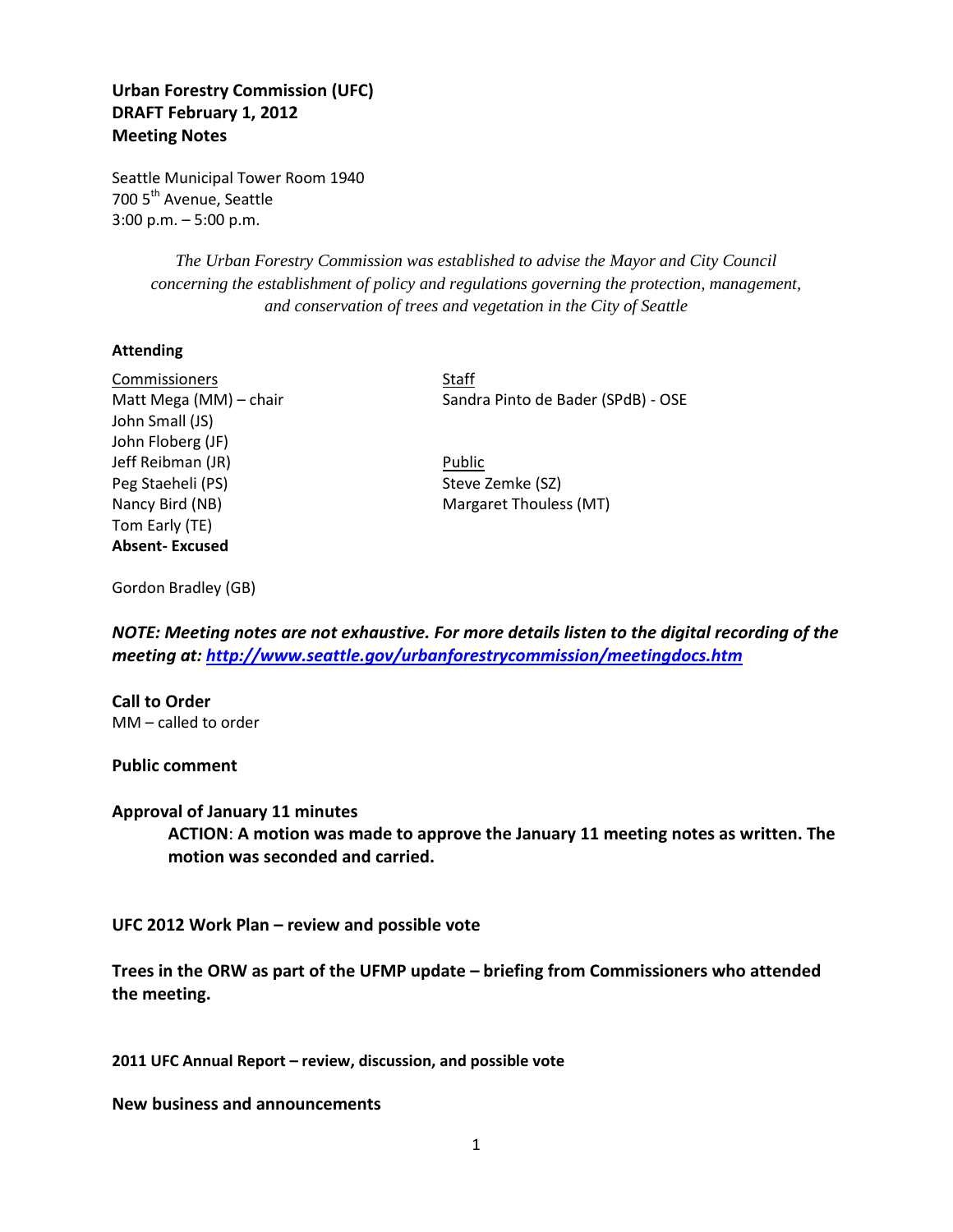**Urban Forestry Commission (UFC)**
**DRAFT February 1, 2012**
**Meeting Notes**

Seattle Municipal Tower Room 1940
700 5th Avenue, Seattle
3:00 p.m. – 5:00 p.m.

*The Urban Forestry Commission was established to advise the Mayor and City Council concerning the establishment of policy and regulations governing the protection, management, and conservation of trees and vegetation in the City of Seattle*

**Attending**

Commissioners
Matt Mega (MM) – chair
John Small (JS)
John Floberg (JF)
Jeff Reibman (JR)
Peg Staeheli (PS)
Nancy Bird (NB)
Tom Early (TE)

**Absent- Excused**

Gordon Bradley (GB)

Staff
Sandra Pinto de Bader (SPdB) - OSE

Public
Steve Zemke (SZ)
Margaret Thouless (MT)

***NOTE: Meeting notes are not exhaustive. For more details listen to the digital recording of the meeting at: http://www.seattle.gov/urbanforestrycommission/meetingdocs.htm***

**Call to Order**
MM – called to order

**Public comment**

**Approval of January 11 minutes**

**ACTION**: **A motion was made to approve the January 11 meeting notes as written. The motion was seconded and carried.**

**UFC 2012 Work Plan – review and possible vote**

**Trees in the ORW as part of the UFMP update – briefing from Commissioners who attended the meeting.**

**2011 UFC Annual Report – review, discussion, and possible vote**

**New business and announcements**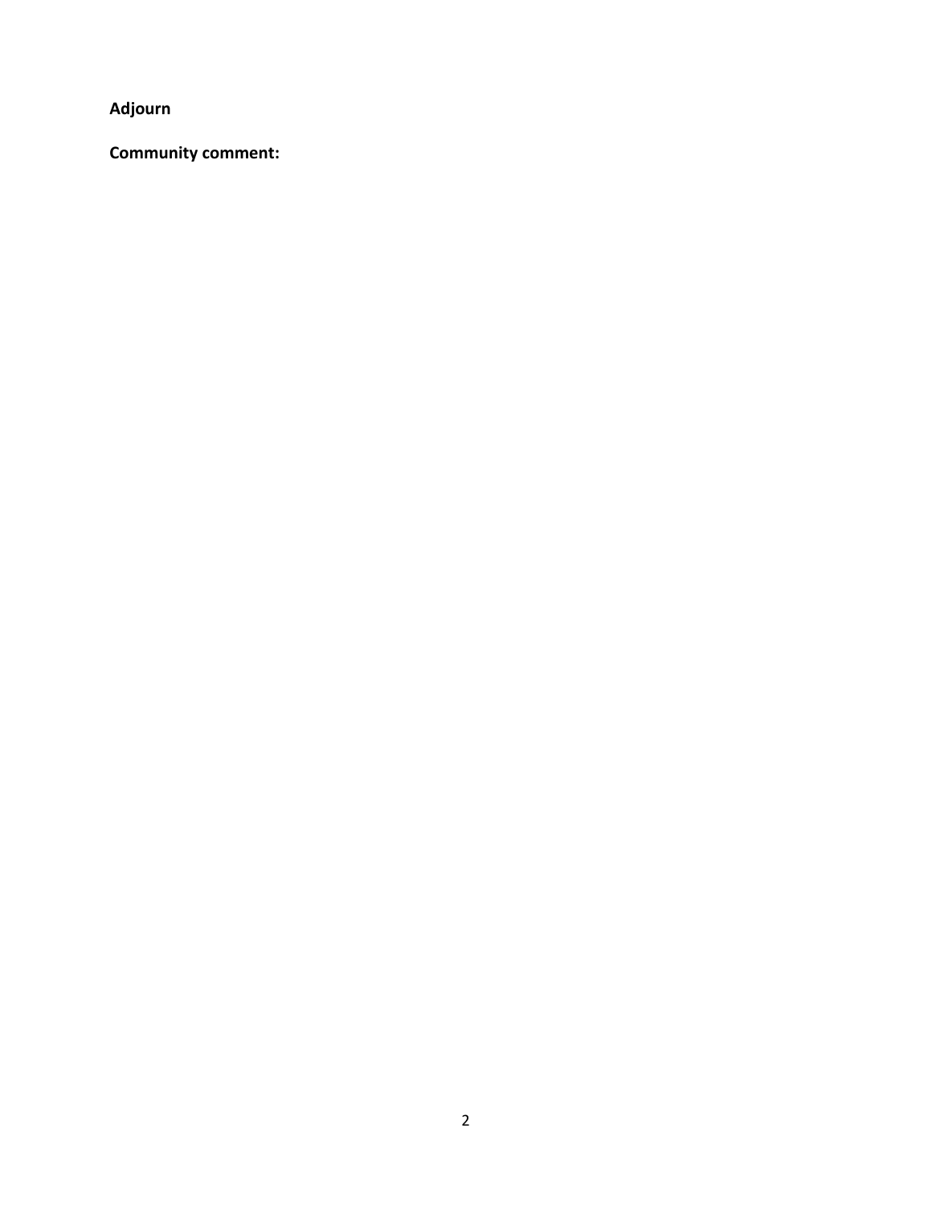**Adjourn**

**Community comment:**